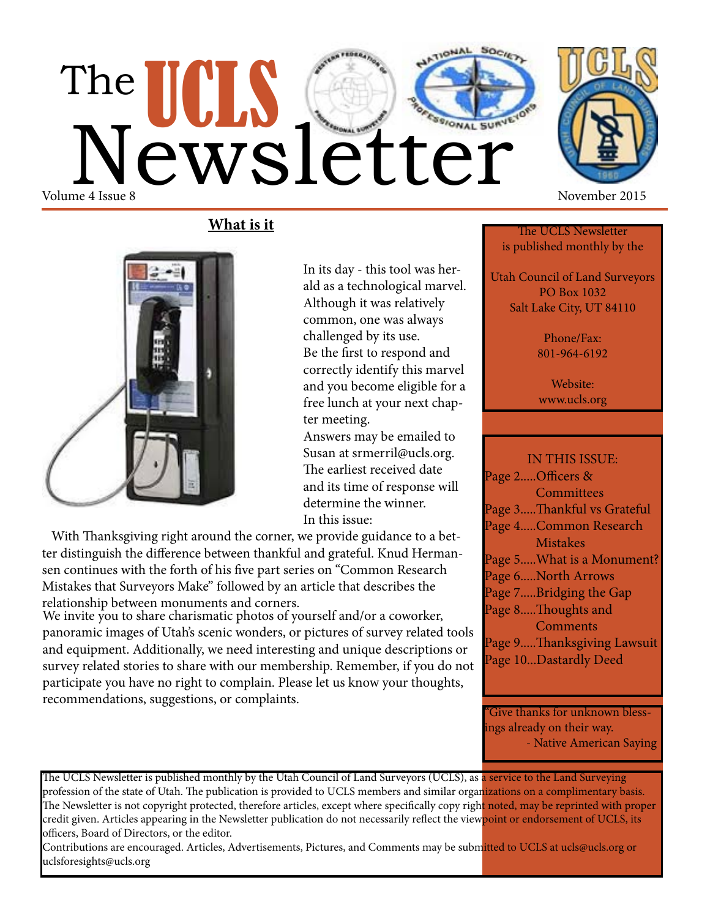# The UCLS Newsletter

Volume 4 Issue 8 November 2015

## What is it

In its day - this tool was herald as a technological marvel. Although it was relatively common, one was always challenged by its use. Be the first to respond and correctly identify this marvel and you become eligible for a free lunch at your next chapter meeting. Answers may be emailed to Susan at srmerril@ucls.org. The earliest received date and its time of response will determine the winner.

In this issue:

With Thanksgiving right around the corner, we provide guidance to a better distinguish the difference between thankful and grateful. Knud Hermansen continues with the forth of his five part series on "Common Research Mistakes that Surveyors Make" followed by an article that describes the relationship between monuments and corners.

We invite you to share charismatic photos of yourself and/or a coworker, panoramic images of Utah's scenic wonders, or pictures of survey related tools and equipment. Additionally, we need interesting and unique descriptions or survey related stories to share with our membership. Remember, if you do not participate you have no right to complain. Please let us know your thoughts, recommendations, suggestions, or complaints.

---

The UCLS Newsletter is published monthly by the

Utah Council of Land Surveyors
PO Box 1032
Salt Lake City, UT 84110

Phone/Fax:
801-964-6192

Website:
www.ucls.org

---

IN THIS ISSUE:

- Page 2.....Officers & Committees
- Page 3.....Thankful vs Grateful
- Page 4.....Common Research Mistakes
- Page 5.....What is a Monument?
- Page 6.....North Arrows
- Page 7.....Bridging the Gap
- Page 8.....Thoughts and Comments
- Page 9.....Thanksgiving Lawsuit
- Page 10...Dastardly Deed

---

"Give thanks for unknown blessings already on their way.
- Native American Saying

---

The UCLS Newsletter is published monthly by the Utah Council of Land Surveyors (UCLS), as a service to the Land Surveying profession of the state of Utah. The publication is provided to UCLS members and similar organizations on a complimentary basis. The Newsletter is not copyright protected, therefore articles, except where specifically copy right noted, may be reprinted with proper credit given. Articles appearing in the Newsletter publication do not necessarily reflect the viewpoint or endorsement of UCLS, its officers, Board of Directors, or the editor.

Contributions are encouraged. Articles, Advertisements, Pictures, and Comments may be submitted to UCLS at ucls@ucls.org or uclsforesights@ucls.org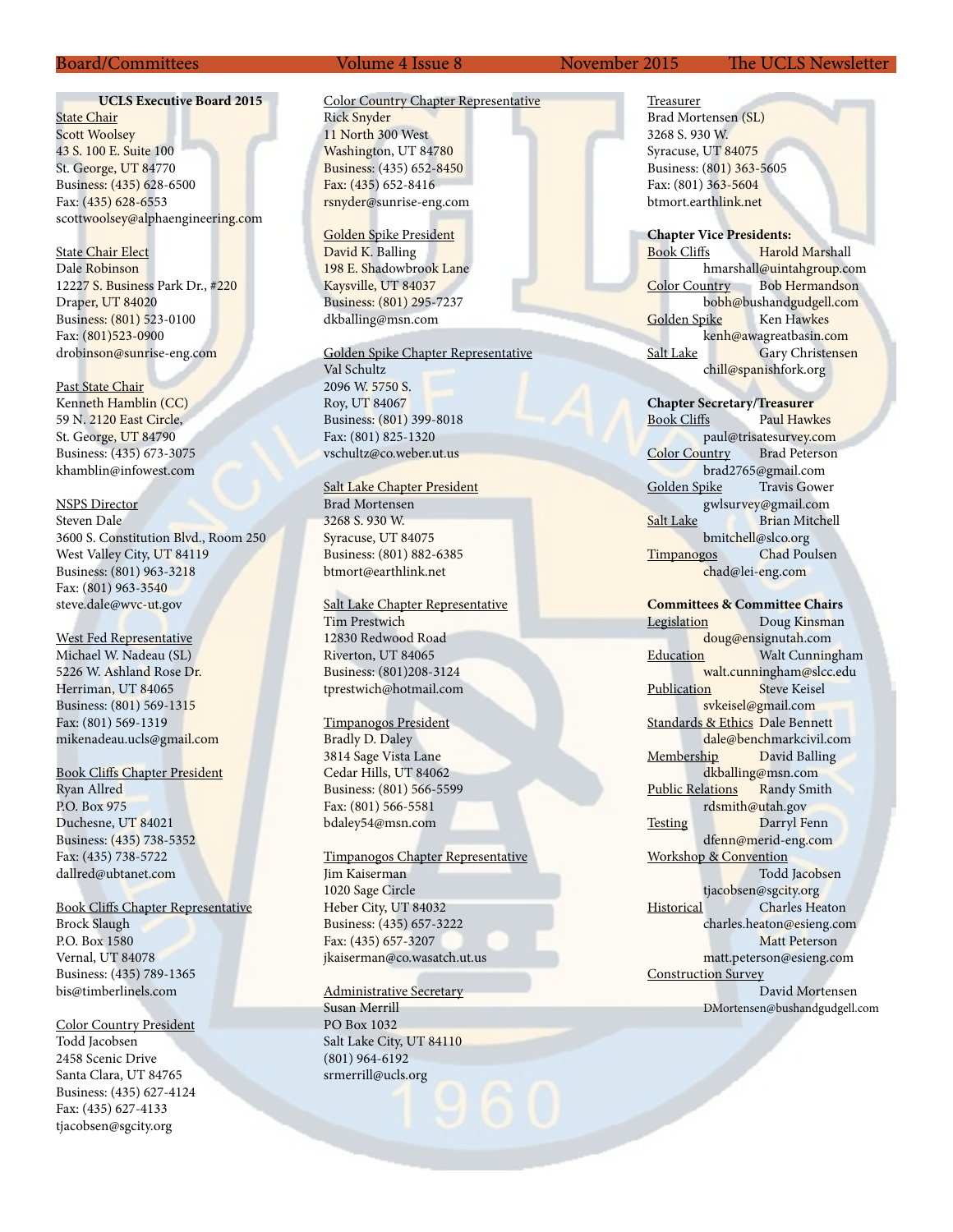## UCLS Executive Board 2015

State Chair
Scott Woolsey
43 S. 100 E. Suite 100
St. George, UT 84770
Business: (435) 628-6500
Fax: (435) 628-6553
scottwoolsey@alphaengineering.com

State Chair Elect
Dale Robinson
12227 S. Business Park Dr., #220
Draper, UT 84020
Business: (801) 523-0100
Fax: (801)523-0900
drobinson@sunrise-eng.com

Past State Chair
Kenneth Hamblin (CC)
59 N. 2120 East Circle,
St. George, UT 84790
Business: (435) 673-3075
khamblin@infowest.com

NSPS Director
Steven Dale
3600 S. Constitution Blvd., Room 250
West Valley City, UT 84119
Business: (801) 963-3218
Fax: (801) 963-3540
steve.dale@wvc-ut.gov

West Fed Representative
Michael W. Nadeau (SL)
5226 W. Ashland Rose Dr.
Herriman, UT 84065
Business: (801) 569-1315
Fax: (801) 569-1319
mikenadeau.ucls@gmail.com

Book Cliffs Chapter President
Ryan Allred
P.O. Box 975
Duchesne, UT 84021
Business: (435) 738-5352
Fax: (435) 738-5722
dallred@ubtanet.com

Book Cliffs Chapter Representative
Brock Slaugh
P.O. Box 1580
Vernal, UT 84078
Business: (435) 789-1365
bis@timberlinels.com

Color Country President
Todd Jacobsen
2458 Scenic Drive
Santa Clara, UT 84765
Business: (435) 627-4124
Fax: (435) 627-4133
tjacobsen@sgcity.org

Color Country Chapter Representative
Rick Snyder
11 North 300 West
Washington, UT 84780
Business: (435) 652-8450
Fax: (435) 652-8416
rsnyder@sunrise-eng.com

Golden Spike President
David K. Balling
198 E. Shadowbrook Lane
Kaysville, UT 84037
Business: (801) 295-7237
dkballing@msn.com

Golden Spike Chapter Representative
Val Schultz
2096 W. 5750 S.
Roy, UT 84067
Business: (801) 399-8018
Fax: (801) 825-1320
vschultz@co.weber.ut.us

Salt Lake Chapter President
Brad Mortensen
3268 S. 930 W.
Syracuse, UT 84075
Business: (801) 882-6385
btmort@earthlink.net

Salt Lake Chapter Representative
Tim Prestwich
12830 Redwood Road
Riverton, UT 84065
Business: (801)208-3124
tprestwich@hotmail.com

Timpanogos President
Bradly D. Daley
3814 Sage Vista Lane
Cedar Hills, UT 84062
Business: (801) 566-5599
Fax: (801) 566-5581
bdaley54@msn.com

Timpanogos Chapter Representative
Jim Kaiserman
1020 Sage Circle
Heber City, UT 84032
Business: (435) 657-3222
Fax: (435) 657-3207
jkaiserman@co.wasatch.ut.us

Administrative Secretary
Susan Merrill
PO Box 1032
Salt Lake City, UT 84110
(801) 964-6192
srmerrill@ucls.org

Treasurer
Brad Mortensen (SL)
3268 S. 930 W.
Syracuse, UT 84075
Business: (801) 363-5605
Fax: (801) 363-5604
btmort.earthlink.net

**Chapter Vice Presidents:**
Book Cliffs — Harold Marshall
hmarshall@uintahgroup.com
Color Country — Bob Hermandson
bobh@bushandgudgell.com
Golden Spike — Ken Hawkes
kenh@awagreatbasin.com
Salt Lake — Gary Christensen
chill@spanishfork.org

**Chapter Secretary/Treasurer**
Book Cliffs — Paul Hawkes
paul@trisatesurvey.com
Color Country — Brad Peterson
brad2765@gmail.com
Golden Spike — Travis Gower
gwlsurvey@gmail.com
Salt Lake — Brian Mitchell
bmitchell@slco.org
Timpanogos — Chad Poulsen
chad@lei-eng.com

**Committees & Committee Chairs**
Legislation — Doug Kinsman
doug@ensignutah.com
Education — Walt Cunningham
walt.cunningham@slcc.edu
Publication — Steve Keisel
svkeisel@gmail.com
Standards & Ethics — Dale Bennett
dale@benchmarkcivil.com
Membership — David Balling
dkballing@msn.com
Public Relations — Randy Smith
rdsmith@utah.gov
Testing — Darryl Fenn
dfenn@merid-eng.com
Workshop & Convention — Todd Jacobsen
tjacobsen@sgcity.org
Historical — Charles Heaton
charles.heaton@esieng.com
Matt Peterson
matt.peterson@esieng.com
Construction Survey — David Mortensen
DMortensen@bushandgudgell.com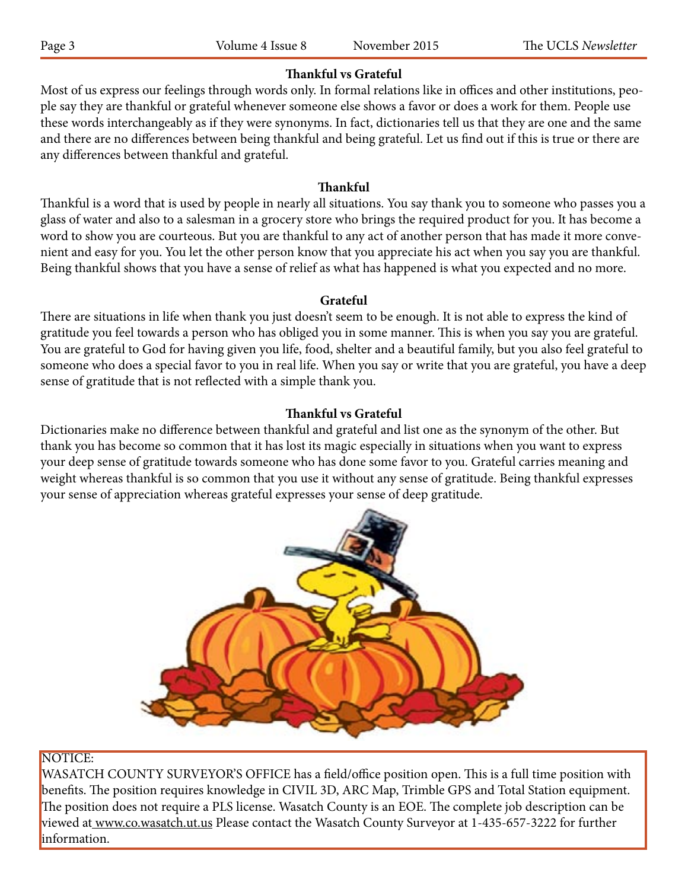## Thankful vs Grateful

Most of us express our feelings through words only. In formal relations like in offices and other institutions, people say they are thankful or grateful whenever someone else shows a favor or does a work for them. People use these words interchangeably as if they were synonyms. In fact, dictionaries tell us that they are one and the same and there are no differences between being thankful and being grateful. Let us find out if this is true or there are any differences between thankful and grateful.

### Thankful

Thankful is a word that is used by people in nearly all situations. You say thank you to someone who passes you a glass of water and also to a salesman in a grocery store who brings the required product for you. It has become a word to show you are courteous. But you are thankful to any act of another person that has made it more convenient and easy for you. You let the other person know that you appreciate his act when you say you are thankful. Being thankful shows that you have a sense of relief as what has happened is what you expected and no more.

### Grateful

There are situations in life when thank you just doesn't seem to be enough. It is not able to express the kind of gratitude you feel towards a person who has obliged you in some manner. This is when you say you are grateful. You are grateful to God for having given you life, food, shelter and a beautiful family, but you also feel grateful to someone who does a special favor to you in real life. When you say or write that you are grateful, you have a deep sense of gratitude that is not reflected with a simple thank you.

### Thankful vs Grateful

Dictionaries make no difference between thankful and grateful and list one as the synonym of the other. But thank you has become so common that it has lost its magic especially in situations when you want to express your deep sense of gratitude towards someone who has done some favor to you. Grateful carries meaning and weight whereas thankful is so common that you use it without any sense of gratitude. Being thankful expresses your sense of appreciation whereas grateful expresses your sense of deep gratitude.

NOTICE:
WASATCH COUNTY SURVEYOR'S OFFICE has a field/office position open. This is a full time position with benefits. The position requires knowledge in CIVIL 3D, ARC Map, Trimble GPS and Total Station equipment. The position does not require a PLS license. Wasatch County is an EOE. The complete job description can be viewed at www.co.wasatch.ut.us Please contact the Wasatch County Surveyor at 1-435-657-3222 for further information.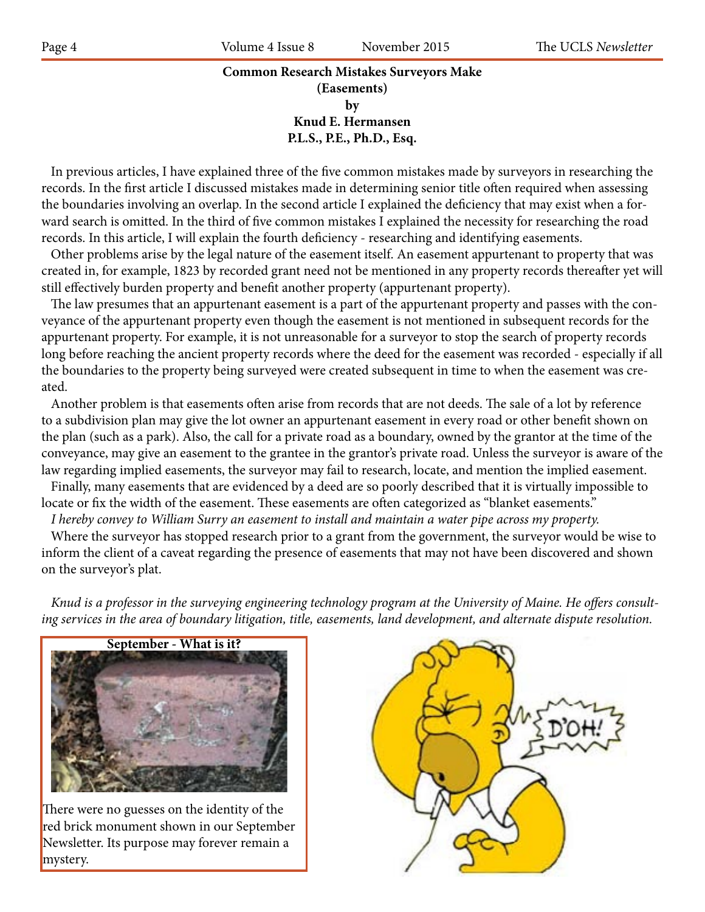## Common Research Mistakes Surveyors Make (Easements)

**by**

**Knud E. Hermansen**

**P.L.S., P.E., Ph.D., Esq.**

In previous articles, I have explained three of the five common mistakes made by surveyors in researching the records. In the first article I discussed mistakes made in determining senior title often required when assessing the boundaries involving an overlap. In the second article I explained the deficiency that may exist when a forward search is omitted. In the third of five common mistakes I explained the necessity for researching the road records. In this article, I will explain the fourth deficiency - researching and identifying easements.

Other problems arise by the legal nature of the easement itself. An easement appurtenant to property that was created in, for example, 1823 by recorded grant need not be mentioned in any property records thereafter yet will still effectively burden property and benefit another property (appurtenant property).

The law presumes that an appurtenant easement is a part of the appurtenant property and passes with the conveyance of the appurtenant property even though the easement is not mentioned in subsequent records for the appurtenant property. For example, it is not unreasonable for a surveyor to stop the search of property records long before reaching the ancient property records where the deed for the easement was recorded - especially if all the boundaries to the property being surveyed were created subsequent in time to when the easement was created.

Another problem is that easements often arise from records that are not deeds. The sale of a lot by reference to a subdivision plan may give the lot owner an appurtenant easement in every road or other benefit shown on the plan (such as a park). Also, the call for a private road as a boundary, owned by the grantor at the time of the conveyance, may give an easement to the grantee in the grantor's private road. Unless the surveyor is aware of the law regarding implied easements, the surveyor may fail to research, locate, and mention the implied easement.

Finally, many easements that are evidenced by a deed are so poorly described that it is virtually impossible to locate or fix the width of the easement. These easements are often categorized as "blanket easements."

*I hereby convey to William Surry an easement to install and maintain a water pipe across my property.*

Where the surveyor has stopped research prior to a grant from the government, the surveyor would be wise to inform the client of a caveat regarding the presence of easements that may not have been discovered and shown on the surveyor's plat.

*Knud is a professor in the surveying engineering technology program at the University of Maine. He offers consulting services in the area of boundary litigation, title, easements, land development, and alternate dispute resolution.*

**September - What is it?**

There were no guesses on the identity of the red brick monument shown in our September Newsletter. Its purpose may forever remain a mystery.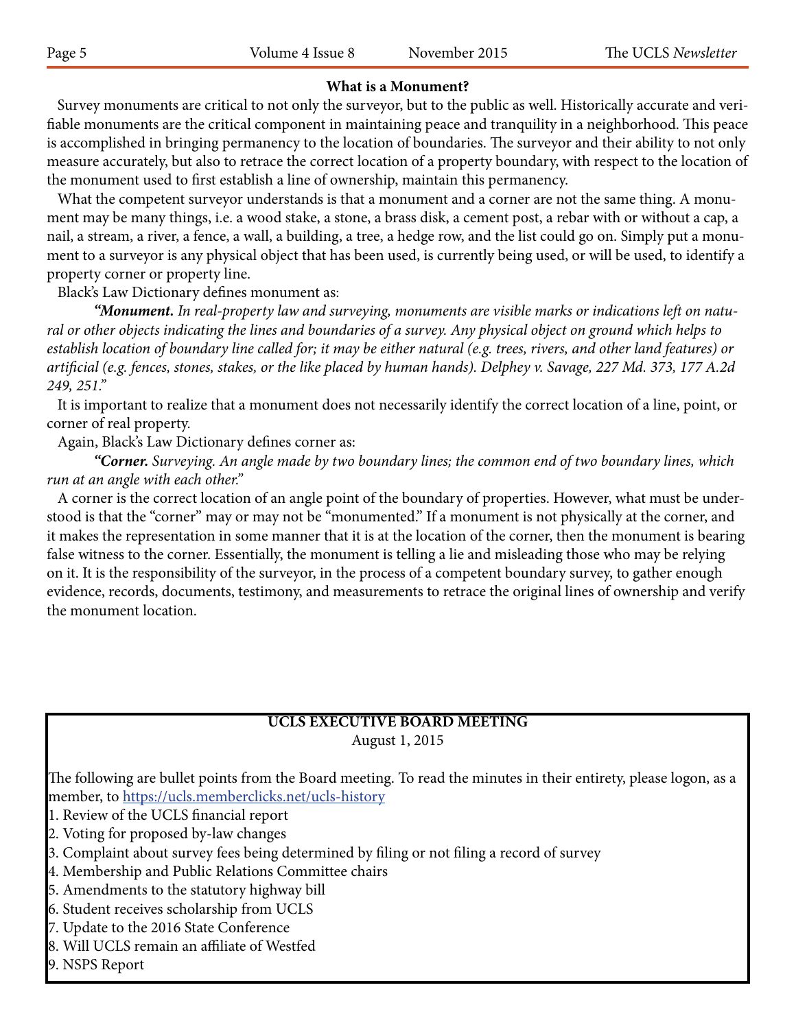## What is a Monument?

Survey monuments are critical to not only the surveyor, but to the public as well. Historically accurate and verifiable monuments are the critical component in maintaining peace and tranquility in a neighborhood. This peace is accomplished in bringing permanency to the location of boundaries. The surveyor and their ability to not only measure accurately, but also to retrace the correct location of a property boundary, with respect to the location of the monument used to first establish a line of ownership, maintain this permanency.

What the competent surveyor understands is that a monument and a corner are not the same thing. A monument may be many things, i.e. a wood stake, a stone, a brass disk, a cement post, a rebar with or without a cap, a nail, a stream, a river, a fence, a wall, a building, a tree, a hedge row, and the list could go on. Simply put a monument to a surveyor is any physical object that has been used, is currently being used, or will be used, to identify a property corner or property line.

Black's Law Dictionary defines monument as:

> ***"Monument.*** *In real-property law and surveying, monuments are visible marks or indications left on natural or other objects indicating the lines and boundaries of a survey. Any physical object on ground which helps to establish location of boundary line called for; it may be either natural (e.g. trees, rivers, and other land features) or artificial (e.g. fences, stones, stakes, or the like placed by human hands). Delphey v. Savage, 227 Md. 373, 177 A.2d 249, 251."*

It is important to realize that a monument does not necessarily identify the correct location of a line, point, or corner of real property.

Again, Black's Law Dictionary defines corner as:

> ***"Corner.*** *Surveying. An angle made by two boundary lines; the common end of two boundary lines, which run at an angle with each other."*

A corner is the correct location of an angle point of the boundary of properties. However, what must be understood is that the "corner" may or may not be "monumented." If a monument is not physically at the corner, and it makes the representation in some manner that it is at the location of the corner, then the monument is bearing false witness to the corner. Essentially, the monument is telling a lie and misleading those who may be relying on it. It is the responsibility of the surveyor, in the process of a competent boundary survey, to gather enough evidence, records, documents, testimony, and measurements to retrace the original lines of ownership and verify the monument location.

## UCLS EXECUTIVE BOARD MEETING

August 1, 2015

The following are bullet points from the Board meeting. To read the minutes in their entirety, please logon, as a member, to https://ucls.memberclicks.net/ucls-history

1. Review of the UCLS financial report
2. Voting for proposed by-law changes
3. Complaint about survey fees being determined by filing or not filing a record of survey
4. Membership and Public Relations Committee chairs
5. Amendments to the statutory highway bill
6. Student receives scholarship from UCLS
7. Update to the 2016 State Conference
8. Will UCLS remain an affiliate of Westfed
9. NSPS Report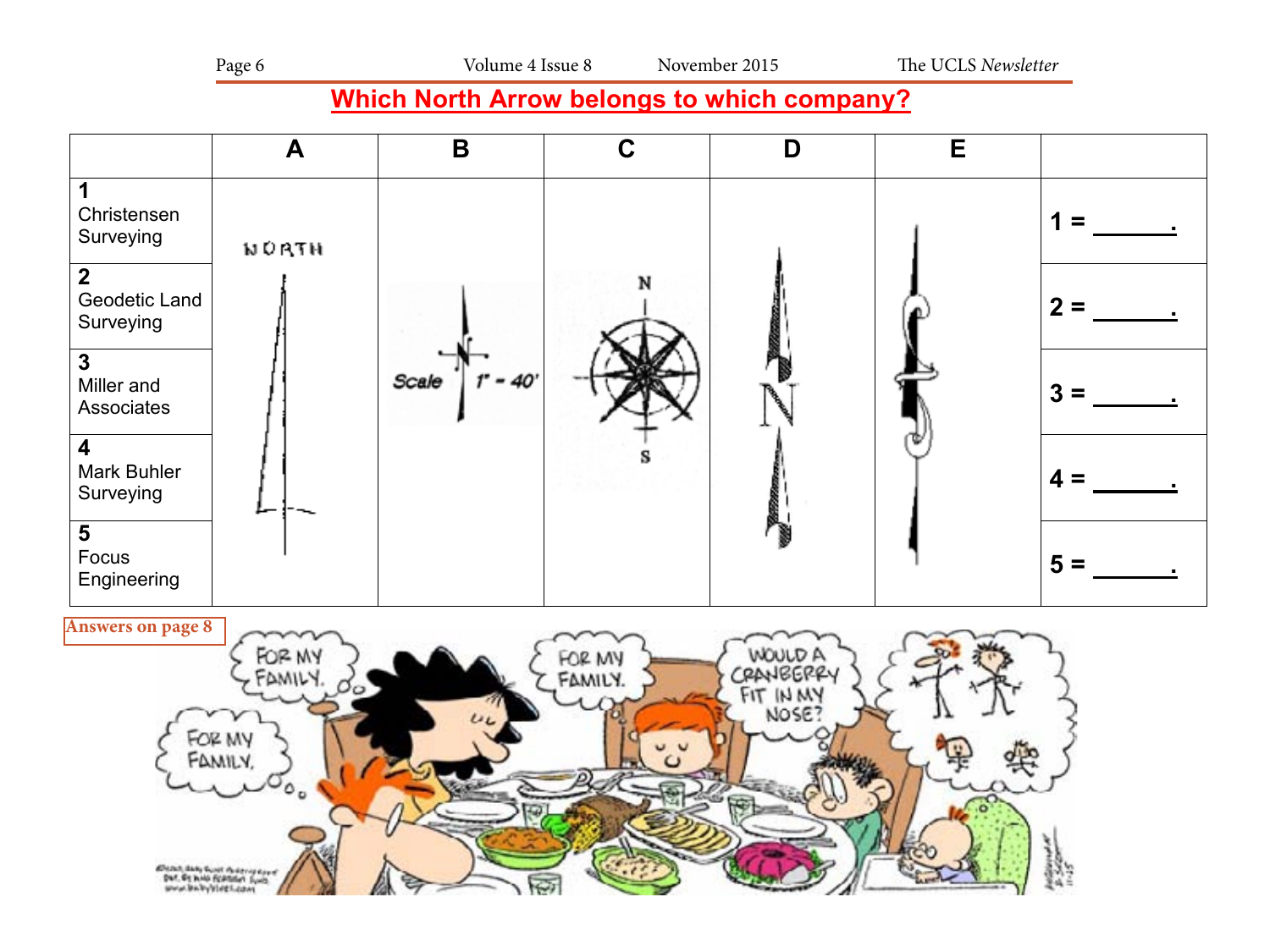## Which North Arrow belongs to which company?

| | A | B | C | D | E | |
|---|---|---|---|---|---|---|
| **1** Christensen Surveying | | | | | | **1 =** ______. |
| **2** Geodetic Land Surveying | | | | | | **2 =** ______. |
| **3** Miller and Associates | | | | | | **3 =** ______. |
| **4** Mark Buhler Surveying | | | | | | **4 =** ______. |
| **5** Focus Engineering | | | | | | **5 =** ______. |

Answers on page 8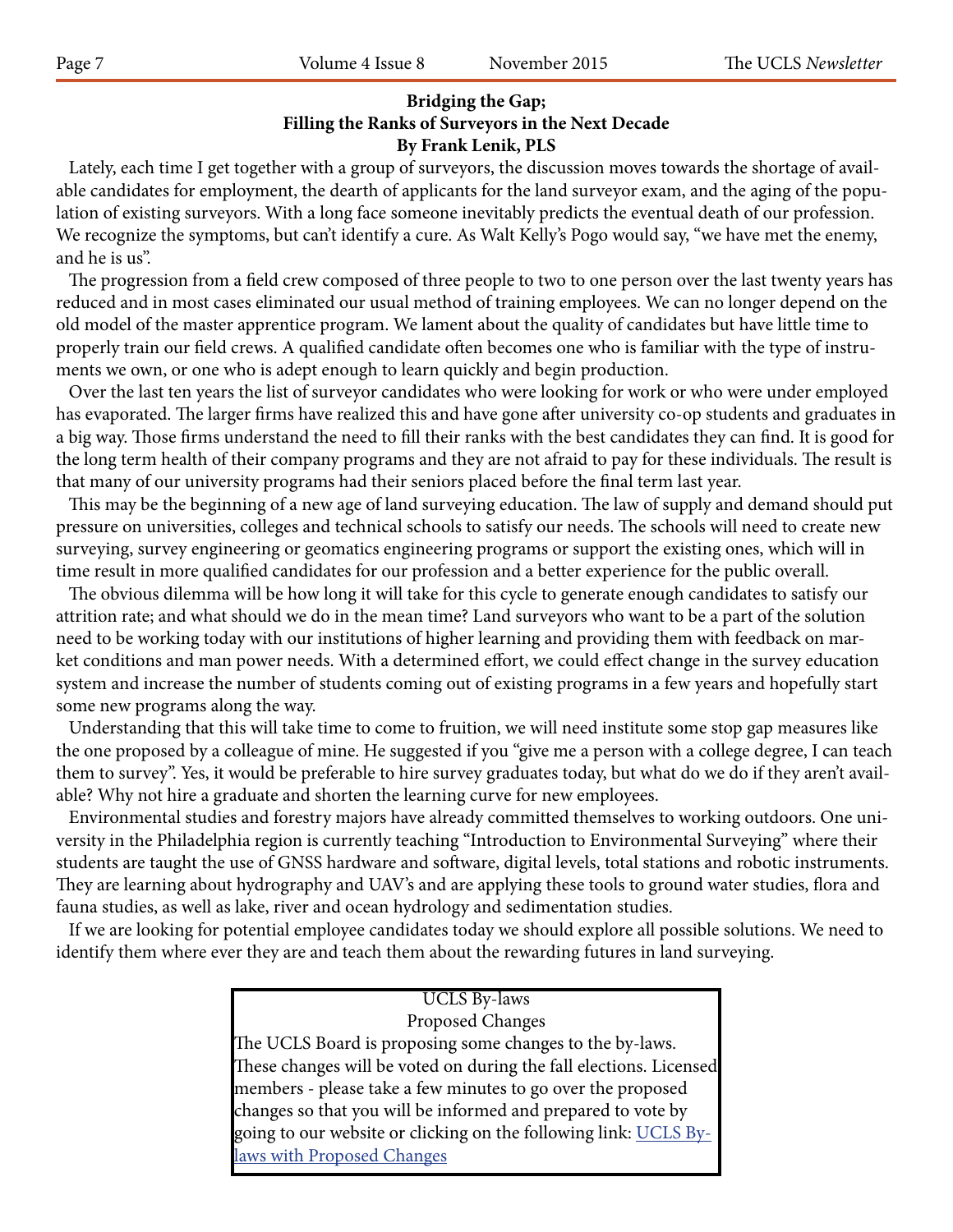## Bridging the Gap;
## Filling the Ranks of Surveyors in the Next Decade
**By Frank Lenik, PLS**

Lately, each time I get together with a group of surveyors, the discussion moves towards the shortage of available candidates for employment, the dearth of applicants for the land surveyor exam, and the aging of the population of existing surveyors. With a long face someone inevitably predicts the eventual death of our profession. We recognize the symptoms, but can't identify a cure. As Walt Kelly's Pogo would say, "we have met the enemy, and he is us".

The progression from a field crew composed of three people to two to one person over the last twenty years has reduced and in most cases eliminated our usual method of training employees. We can no longer depend on the old model of the master apprentice program. We lament about the quality of candidates but have little time to properly train our field crews. A qualified candidate often becomes one who is familiar with the type of instruments we own, or one who is adept enough to learn quickly and begin production.

Over the last ten years the list of surveyor candidates who were looking for work or who were under employed has evaporated. The larger firms have realized this and have gone after university co-op students and graduates in a big way. Those firms understand the need to fill their ranks with the best candidates they can find. It is good for the long term health of their company programs and they are not afraid to pay for these individuals. The result is that many of our university programs had their seniors placed before the final term last year.

This may be the beginning of a new age of land surveying education. The law of supply and demand should put pressure on universities, colleges and technical schools to satisfy our needs. The schools will need to create new surveying, survey engineering or geomatics engineering programs or support the existing ones, which will in time result in more qualified candidates for our profession and a better experience for the public overall.

The obvious dilemma will be how long it will take for this cycle to generate enough candidates to satisfy our attrition rate; and what should we do in the mean time? Land surveyors who want to be a part of the solution need to be working today with our institutions of higher learning and providing them with feedback on market conditions and man power needs. With a determined effort, we could effect change in the survey education system and increase the number of students coming out of existing programs in a few years and hopefully start some new programs along the way.

Understanding that this will take time to come to fruition, we will need institute some stop gap measures like the one proposed by a colleague of mine. He suggested if you "give me a person with a college degree, I can teach them to survey". Yes, it would be preferable to hire survey graduates today, but what do we do if they aren't available? Why not hire a graduate and shorten the learning curve for new employees.

Environmental studies and forestry majors have already committed themselves to working outdoors. One university in the Philadelphia region is currently teaching "Introduction to Environmental Surveying" where their students are taught the use of GNSS hardware and software, digital levels, total stations and robotic instruments. They are learning about hydrography and UAV's and are applying these tools to ground water studies, flora and fauna studies, as well as lake, river and ocean hydrology and sedimentation studies.

If we are looking for potential employee candidates today we should explore all possible solutions. We need to identify them where ever they are and teach them about the rewarding futures in land surveying.

---

UCLS By-laws
Proposed Changes

The UCLS Board is proposing some changes to the by-laws. These changes will be voted on during the fall elections. Licensed members - please take a few minutes to go over the proposed changes so that you will be informed and prepared to vote by going to our website or clicking on the following link: UCLS By-laws with Proposed Changes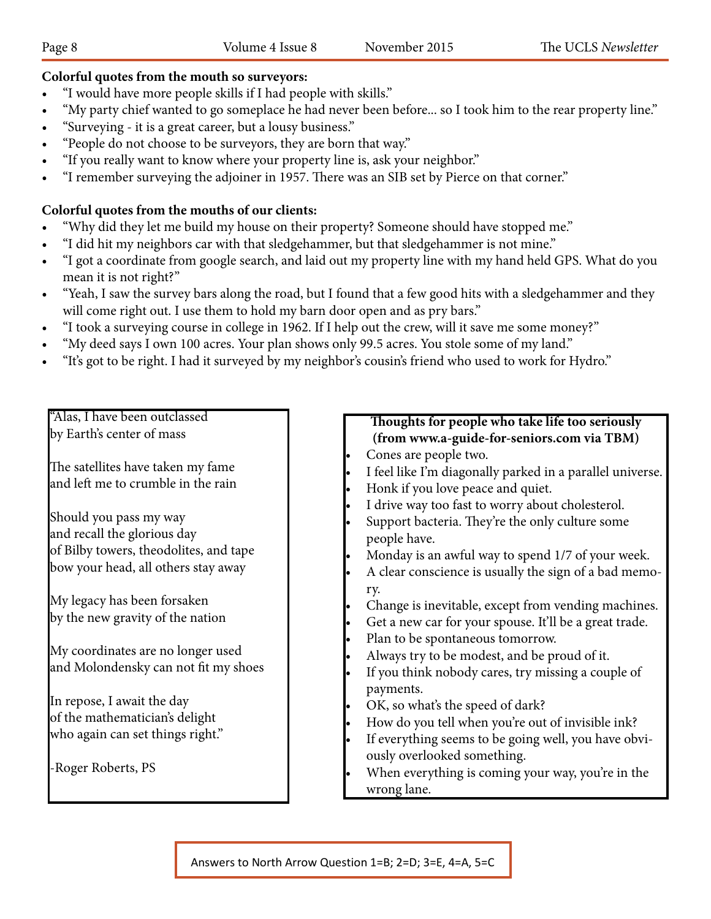**Colorful quotes from the mouth so surveyors:**

- "I would have more people skills if I had people with skills."
- "My party chief wanted to go someplace he had never been before... so I took him to the rear property line."
- "Surveying - it is a great career, but a lousy business."
- "People do not choose to be surveyors, they are born that way."
- "If you really want to know where your property line is, ask your neighbor."
- "I remember surveying the adjoiner in 1957. There was an SIB set by Pierce on that corner."

**Colorful quotes from the mouths of our clients:**

- "Why did they let me build my house on their property? Someone should have stopped me."
- "I did hit my neighbors car with that sledgehammer, but that sledgehammer is not mine."
- "I got a coordinate from google search, and laid out my property line with my hand held GPS. What do you mean it is not right?"
- "Yeah, I saw the survey bars along the road, but I found that a few good hits with a sledgehammer and they will come right out. I use them to hold my barn door open and as pry bars."
- "I took a surveying course in college in 1962. If I help out the crew, will it save me some money?"
- "My deed says I own 100 acres. Your plan shows only 99.5 acres. You stole some of my land."
- "It's got to be right. I had it surveyed by my neighbor's cousin's friend who used to work for Hydro."

"Alas, I have been outclassed
by Earth's center of mass

The satellites have taken my fame
and left me to crumble in the rain

Should you pass my way
and recall the glorious day
of Bilby towers, theodolites, and tape
bow your head, all others stay away

My legacy has been forsaken
by the new gravity of the nation

My coordinates are no longer used
and Molondensky can not fit my shoes

In repose, I await the day
of the mathematician's delight
who again can set things right."

-Roger Roberts, PS

**Thoughts for people who take life too seriously (from www.a-guide-for-seniors.com via TBM)**

- Cones are people two.
- I feel like I'm diagonally parked in a parallel universe.
- Honk if you love peace and quiet.
- I drive way too fast to worry about cholesterol.
- Support bacteria. They're the only culture some people have.
- Monday is an awful way to spend 1/7 of your week.
- A clear conscience is usually the sign of a bad memory.
- Change is inevitable, except from vending machines.
- Get a new car for your spouse. It'll be a great trade.
- Plan to be spontaneous tomorrow.
- Always try to be modest, and be proud of it.
- If you think nobody cares, try missing a couple of payments.
- OK, so what's the speed of dark?
- How do you tell when you're out of invisible ink?
- If everything seems to be going well, you have obviously overlooked something.
- When everything is coming your way, you're in the wrong lane.

Answers to North Arrow Question 1=B; 2=D; 3=E, 4=A, 5=C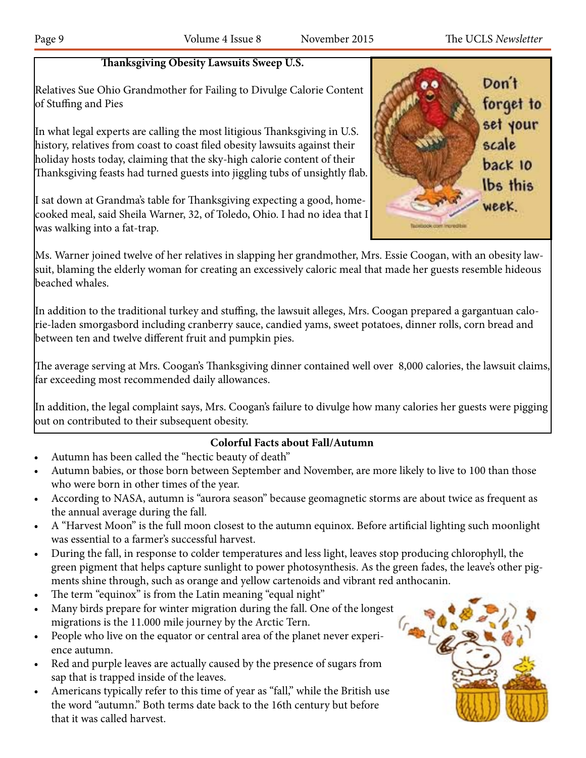### Thanksgiving Obesity Lawsuits Sweep U.S.

Relatives Sue Ohio Grandmother for Failing to Divulge Calorie Content of Stuffing and Pies

In what legal experts are calling the most litigious Thanksgiving in U.S. history, relatives from coast to coast filed obesity lawsuits against their holiday hosts today, claiming that the sky-high calorie content of their Thanksgiving feasts had turned guests into jiggling tubs of unsightly flab.

I sat down at Grandma's table for Thanksgiving expecting a good, home-cooked meal, said Sheila Warner, 32, of Toledo, Ohio. I had no idea that I was walking into a fat-trap.

Ms. Warner joined twelve of her relatives in slapping her grandmother, Mrs. Essie Coogan, with an obesity lawsuit, blaming the elderly woman for creating an excessively caloric meal that made her guests resemble hideous beached whales.

In addition to the traditional turkey and stuffing, the lawsuit alleges, Mrs. Coogan prepared a gargantuan calorie-laden smorgasbord including cranberry sauce, candied yams, sweet potatoes, dinner rolls, corn bread and between ten and twelve different fruit and pumpkin pies.

The average serving at Mrs. Coogan's Thanksgiving dinner contained well over 8,000 calories, the lawsuit claims, far exceeding most recommended daily allowances.

In addition, the legal complaint says, Mrs. Coogan's failure to divulge how many calories her guests were pigging out on contributed to their subsequent obesity.

### Colorful Facts about Fall/Autumn

- Autumn has been called the "hectic beauty of death"
- Autumn babies, or those born between September and November, are more likely to live to 100 than those who were born in other times of the year.
- According to NASA, autumn is "aurora season" because geomagnetic storms are about twice as frequent as the annual average during the fall.
- A "Harvest Moon" is the full moon closest to the autumn equinox. Before artificial lighting such moonlight was essential to a farmer's successful harvest.
- During the fall, in response to colder temperatures and less light, leaves stop producing chlorophyll, the green pigment that helps capture sunlight to power photosynthesis. As the green fades, the leave's other pigments shine through, such as orange and yellow cartenoids and vibrant red anthocanin.
- The term "equinox" is from the Latin meaning "equal night"
- Many birds prepare for winter migration during the fall. One of the longest migrations is the 11.000 mile journey by the Arctic Tern.
- People who live on the equator or central area of the planet never experience autumn.
- Red and purple leaves are actually caused by the presence of sugars from sap that is trapped inside of the leaves.
- Americans typically refer to this time of year as "fall," while the British use the word "autumn." Both terms date back to the 16th century but before that it was called harvest.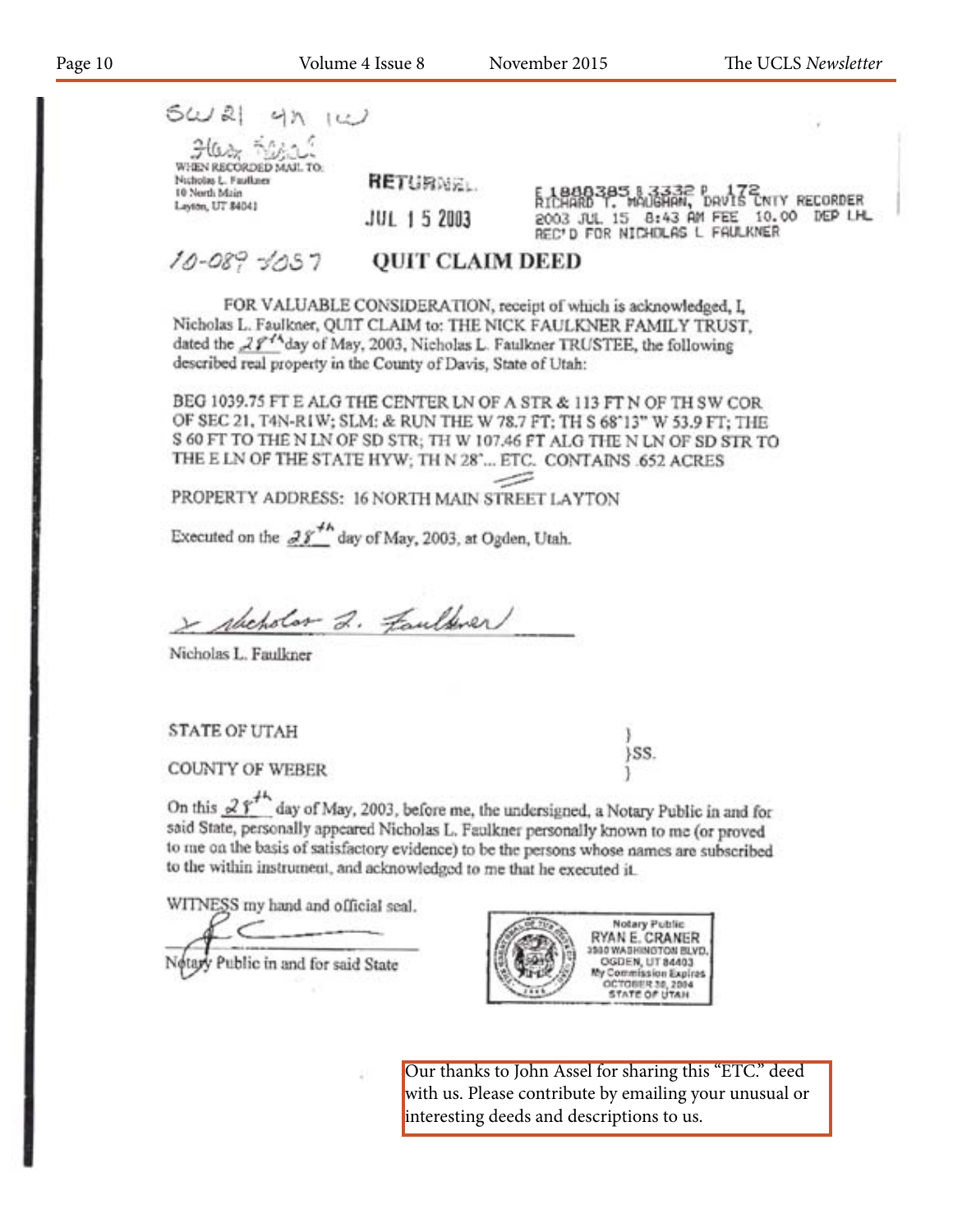SW 21 4N 1W

WHEN RECORDED MAIL TO:
Nicholas L. Faulkner
10 North Main
Layton, UT 84041

RETURNED
JUL 15 2003

E 1880385 B 3332 P 172
RICHARD T. MAUGHAN, DAVIS CNTY RECORDER
2003 JUL 15 8:43 AM FEE 10.00 DEP LHL
REC'D FOR NICHOLAS L FAULKNER

10-089-1057

## QUIT CLAIM DEED

FOR VALUABLE CONSIDERATION, receipt of which is acknowledged, I, Nicholas L. Faulkner, QUIT CLAIM to: THE NICK FAULKNER FAMILY TRUST, dated the 28th day of May, 2003, Nicholas L. Faulkner TRUSTEE, the following described real property in the County of Davis, State of Utah:

BEG 1039.75 FT E ALG THE CENTER LN OF A STR & 113 FT N OF TH SW COR OF SEC 21, T4N-R1W; SLM: & RUN THE W 78.7 FT; TH S 68°13" W 53.9 FT; THE S 60 FT TO THE N LN OF SD STR; TH W 107.46 FT ALG THE N LN OF SD STR TO THE E LN OF THE STATE HYW; TH N 28°... ETC. CONTAINS .652 ACRES

PROPERTY ADDRESS: 16 NORTH MAIN STREET LAYTON

Executed on the 28th day of May, 2003, at Ogden, Utah.

Nicholas L. Faulkner

STATE OF UTAH }
}SS.
COUNTY OF WEBER }

On this 28th day of May, 2003, before me, the undersigned, a Notary Public in and for said State, personally appeared Nicholas L. Faulkner personally known to me (or proved to me on the basis of satisfactory evidence) to be the persons whose names are subscribed to the within instrument, and acknowledged to me that he executed it.

WITNESS my hand and official seal.

Notary Public in and for said State

Notary Public
RYAN E. CRANER
3580 WASHINGTON BLVD.
OGDEN, UT 84403
My Commission Expires
OCTOBER 30, 2004
STATE OF UTAH

Our thanks to John Assel for sharing this "ETC." deed with us. Please contribute by emailing your unusual or interesting deeds and descriptions to us.